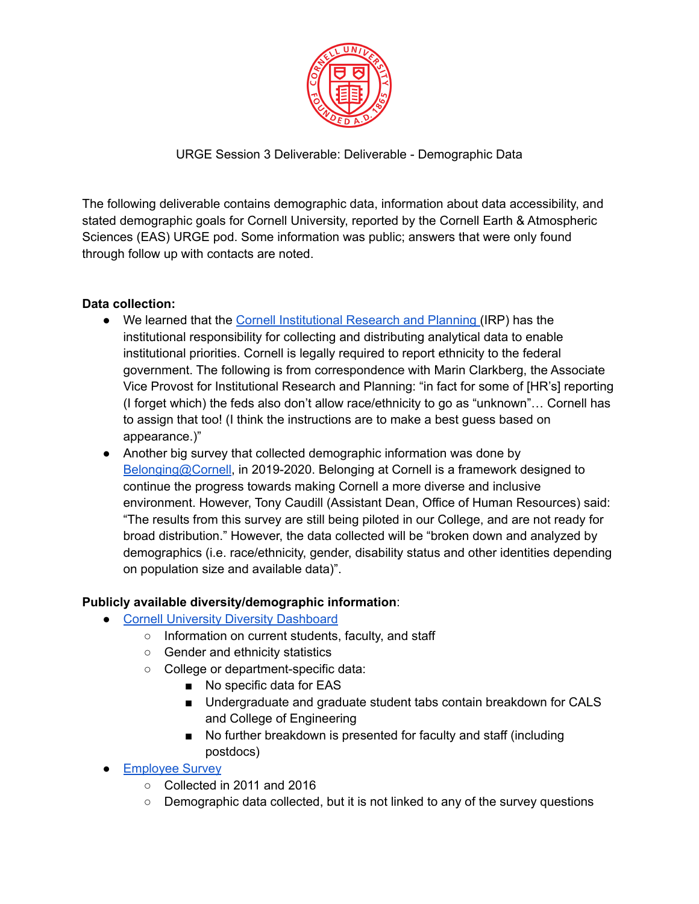URGE Session 3 Deliverable: Deliverable - Demographic Data

The following deliverable contains demographic data, information about data accessibility, and stated demographic goals for Cornell University, reported by the Cornell Earth & Atmospheric Sciences (EAS) URGE pod. Some information was public; answers that were only found through follow up with contacts are noted.

**Data collection:**

- We learned that the Cornell Institutional Research and Planning (IRP) has the institutional responsibility for collecting and distributing analytical data to enable institutional priorities. Cornell is legally required to report ethnicity to the federal government. The following is from correspondence with Marin Clarkberg, the Associate Vice Provost for Institutional Research and Planning: "in fact for some of [HR's] reporting (I forget which) the feds also don't allow race/ethnicity to go as "unknown"… Cornell has to assign that too! (I think the instructions are to make a best guess based on appearance.)"
- Another big survey that collected demographic information was done by Belonging@Cornell, in 2019-2020. Belonging at Cornell is a framework designed to continue the progress towards making Cornell a more diverse and inclusive environment. However, Tony Caudill (Assistant Dean, Office of Human Resources) said: "The results from this survey are still being piloted in our College, and are not ready for broad distribution." However, the data collected will be "broken down and analyzed by demographics (i.e. race/ethnicity, gender, disability status and other identities depending on population size and available data)".

**Publicly available diversity/demographic information**:

- Cornell University Diversity Dashboard
  - Information on current students, faculty, and staff
  - Gender and ethnicity statistics
  - College or department-specific data:
    - No specific data for EAS
    - Undergraduate and graduate student tabs contain breakdown for CALS and College of Engineering
    - No further breakdown is presented for faculty and staff (including postdocs)
- Employee Survey
  - Collected in 2011 and 2016
  - Demographic data collected, but it is not linked to any of the survey questions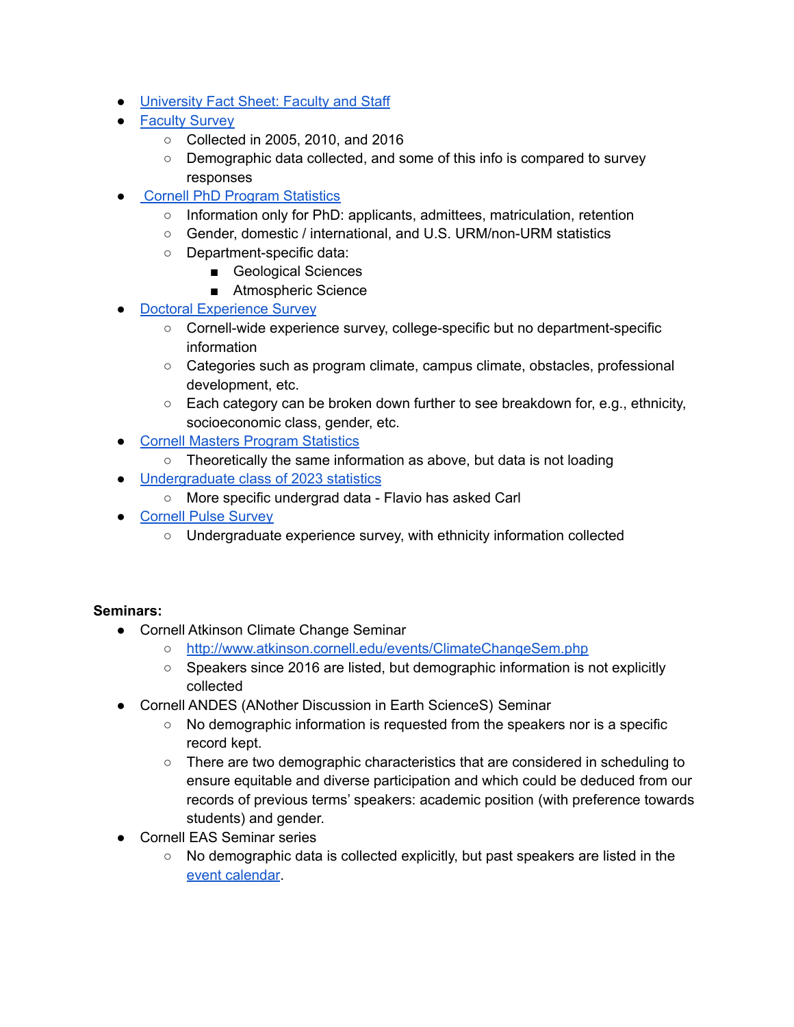- [University Fact Sheet: Faculty and Staff]()
- [Faculty Survey]()
  - Collected in 2005, 2010, and 2016
  - Demographic data collected, and some of this info is compared to survey responses
- [Cornell PhD Program Statistics]()
  - Information only for PhD: applicants, admittees, matriculation, retention
  - Gender, domestic / international, and U.S. URM/non-URM statistics
  - Department-specific data:
    - Geological Sciences
    - Atmospheric Science
- [Doctoral Experience Survey]()
  - Cornell-wide experience survey, college-specific but no department-specific information
  - Categories such as program climate, campus climate, obstacles, professional development, etc.
  - Each category can be broken down further to see breakdown for, e.g., ethnicity, socioeconomic class, gender, etc.
- [Cornell Masters Program Statistics]()
  - Theoretically the same information as above, but data is not loading
- [Undergraduate class of 2023 statistics]()
  - More specific undergrad data - Flavio has asked Carl
- [Cornell Pulse Survey]()
  - Undergraduate experience survey, with ethnicity information collected

**Seminars:**

- Cornell Atkinson Climate Change Seminar
  - http://www.atkinson.cornell.edu/events/ClimateChangeSem.php
  - Speakers since 2016 are listed, but demographic information is not explicitly collected
- Cornell ANDES (ANother Discussion in Earth ScienceS) Seminar
  - No demographic information is requested from the speakers nor is a specific record kept.
  - There are two demographic characteristics that are considered in scheduling to ensure equitable and diverse participation and which could be deduced from our records of previous terms' speakers: academic position (with preference towards students) and gender.
- Cornell EAS Seminar series
  - No demographic data is collected explicitly, but past speakers are listed in the [event calendar]().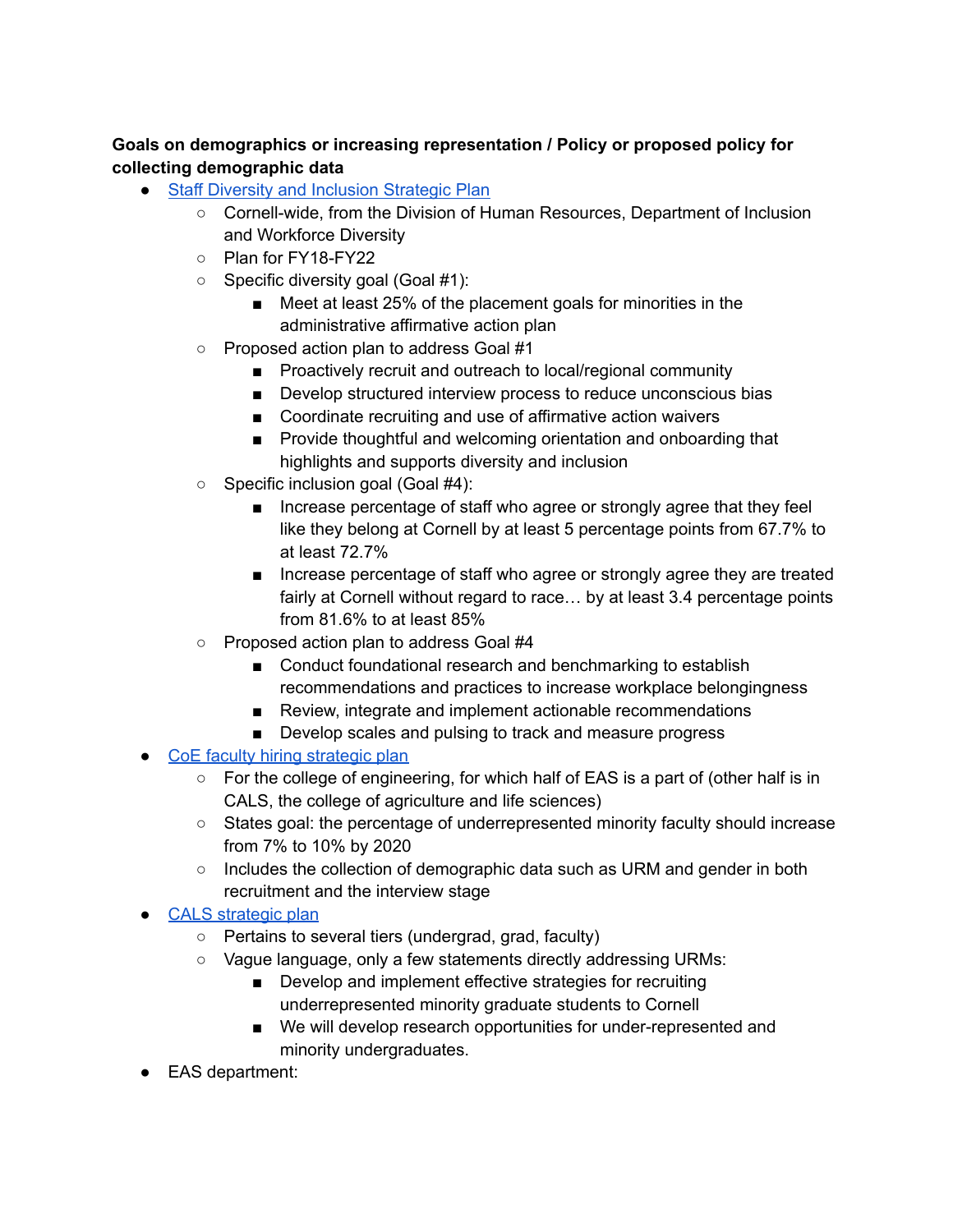**Goals on demographics or increasing representation / Policy or proposed policy for collecting demographic data**

- [Staff Diversity and Inclusion Strategic Plan]
  - Cornell-wide, from the Division of Human Resources, Department of Inclusion and Workforce Diversity
  - Plan for FY18-FY22
  - Specific diversity goal (Goal #1):
    - Meet at least 25% of the placement goals for minorities in the administrative affirmative action plan
  - Proposed action plan to address Goal #1
    - Proactively recruit and outreach to local/regional community
    - Develop structured interview process to reduce unconscious bias
    - Coordinate recruiting and use of affirmative action waivers
    - Provide thoughtful and welcoming orientation and onboarding that highlights and supports diversity and inclusion
  - Specific inclusion goal (Goal #4):
    - Increase percentage of staff who agree or strongly agree that they feel like they belong at Cornell by at least 5 percentage points from 67.7% to at least 72.7%
    - Increase percentage of staff who agree or strongly agree they are treated fairly at Cornell without regard to race… by at least 3.4 percentage points from 81.6% to at least 85%
  - Proposed action plan to address Goal #4
    - Conduct foundational research and benchmarking to establish recommendations and practices to increase workplace belongingness
    - Review, integrate and implement actionable recommendations
    - Develop scales and pulsing to track and measure progress
- [CoE faculty hiring strategic plan]
  - For the college of engineering, for which half of EAS is a part of (other half is in CALS, the college of agriculture and life sciences)
  - States goal: the percentage of underrepresented minority faculty should increase from 7% to 10% by 2020
  - Includes the collection of demographic data such as URM and gender in both recruitment and the interview stage
- [CALS strategic plan]
  - Pertains to several tiers (undergrad, grad, faculty)
  - Vague language, only a few statements directly addressing URMs:
    - Develop and implement effective strategies for recruiting underrepresented minority graduate students to Cornell
    - We will develop research opportunities for under-represented and minority undergraduates.
- EAS department: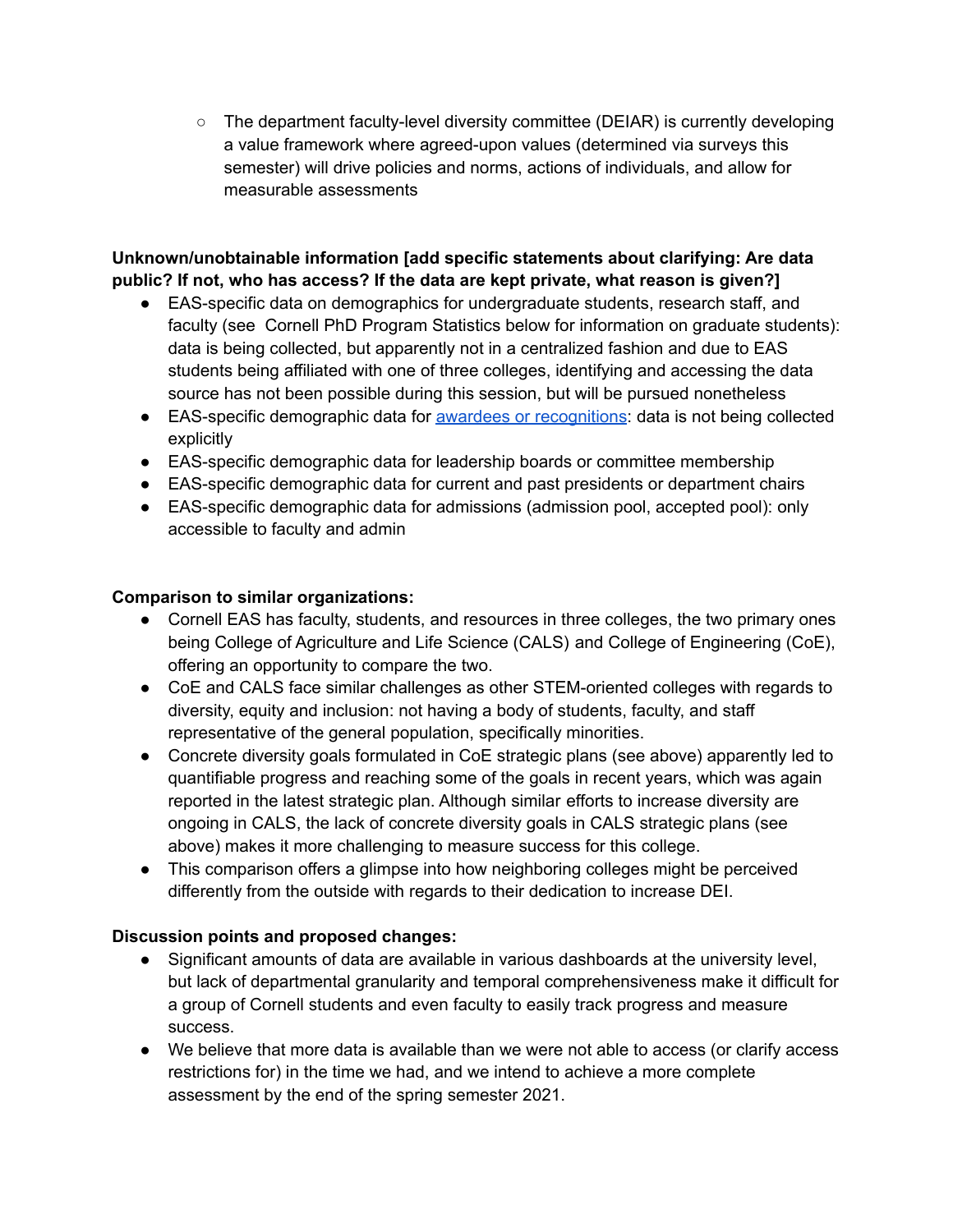- The department faculty-level diversity committee (DEIAR) is currently developing a value framework where agreed-upon values (determined via surveys this semester) will drive policies and norms, actions of individuals, and allow for measurable assessments

**Unknown/unobtainable information [add specific statements about clarifying: Are data public? If not, who has access? If the data are kept private, what reason is given?]**

- EAS-specific data on demographics for undergraduate students, research staff, and faculty (see Cornell PhD Program Statistics below for information on graduate students): data is being collected, but apparently not in a centralized fashion and due to EAS students being affiliated with one of three colleges, identifying and accessing the data source has not been possible during this session, but will be pursued nonetheless
- EAS-specific demographic data for awardees or recognitions: data is not being collected explicitly
- EAS-specific demographic data for leadership boards or committee membership
- EAS-specific demographic data for current and past presidents or department chairs
- EAS-specific demographic data for admissions (admission pool, accepted pool): only accessible to faculty and admin

**Comparison to similar organizations:**

- Cornell EAS has faculty, students, and resources in three colleges, the two primary ones being College of Agriculture and Life Science (CALS) and College of Engineering (CoE), offering an opportunity to compare the two.
- CoE and CALS face similar challenges as other STEM-oriented colleges with regards to diversity, equity and inclusion: not having a body of students, faculty, and staff representative of the general population, specifically minorities.
- Concrete diversity goals formulated in CoE strategic plans (see above) apparently led to quantifiable progress and reaching some of the goals in recent years, which was again reported in the latest strategic plan. Although similar efforts to increase diversity are ongoing in CALS, the lack of concrete diversity goals in CALS strategic plans (see above) makes it more challenging to measure success for this college.
- This comparison offers a glimpse into how neighboring colleges might be perceived differently from the outside with regards to their dedication to increase DEI.

**Discussion points and proposed changes:**

- Significant amounts of data are available in various dashboards at the university level, but lack of departmental granularity and temporal comprehensiveness make it difficult for a group of Cornell students and even faculty to easily track progress and measure success.
- We believe that more data is available than we were not able to access (or clarify access restrictions for) in the time we had, and we intend to achieve a more complete assessment by the end of the spring semester 2021.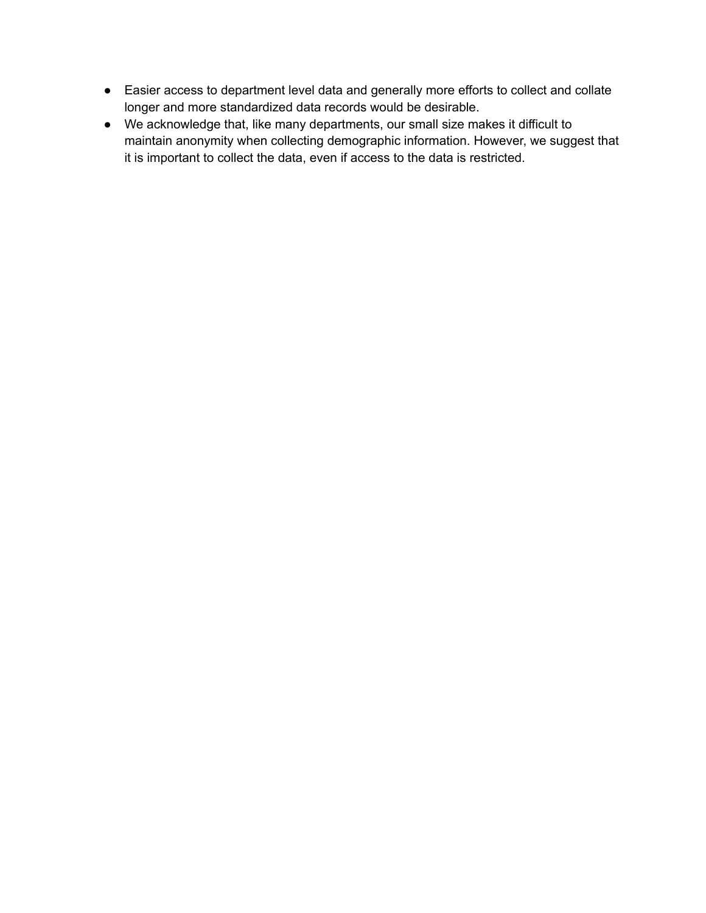- Easier access to department level data and generally more efforts to collect and collate longer and more standardized data records would be desirable.
- We acknowledge that, like many departments, our small size makes it difficult to maintain anonymity when collecting demographic information. However, we suggest that it is important to collect the data, even if access to the data is restricted.